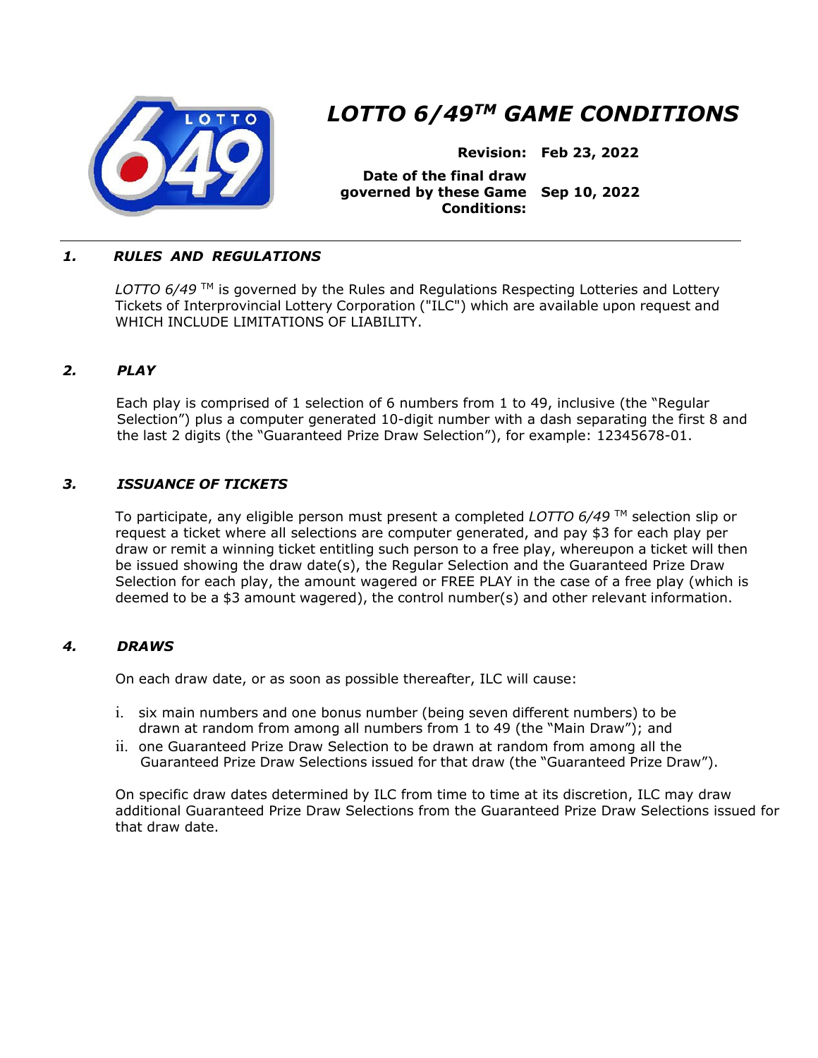# *LOTTO 6/49™ GAME CONDITIONS*

**Revision:** **Feb 23, 2022**

**Date of the final draw governed by these Game Conditions:** **Sep 10, 2022**

---

## *1. RULES AND REGULATIONS*

*LOTTO 6/49* ™ is governed by the Rules and Regulations Respecting Lotteries and Lottery Tickets of Interprovincial Lottery Corporation ("ILC") which are available upon request and WHICH INCLUDE LIMITATIONS OF LIABILITY.

## *2. PLAY*

Each play is comprised of 1 selection of 6 numbers from 1 to 49, inclusive (the "Regular Selection") plus a computer generated 10-digit number with a dash separating the first 8 and the last 2 digits (the "Guaranteed Prize Draw Selection"), for example: 12345678-01.

## *3. ISSUANCE OF TICKETS*

To participate, any eligible person must present a completed *LOTTO 6/49* ™ selection slip or request a ticket where all selections are computer generated, and pay $3 for each play per draw or remit a winning ticket entitling such person to a free play, whereupon a ticket will then be issued showing the draw date(s), the Regular Selection and the Guaranteed Prize Draw Selection for each play, the amount wagered or FREE PLAY in the case of a free play (which is deemed to be a $3 amount wagered), the control number(s) and other relevant information.

## *4. DRAWS*

On each draw date, or as soon as possible thereafter, ILC will cause:

i. six main numbers and one bonus number (being seven different numbers) to be drawn at random from among all numbers from 1 to 49 (the "Main Draw"); and
ii. one Guaranteed Prize Draw Selection to be drawn at random from among all the Guaranteed Prize Draw Selections issued for that draw (the "Guaranteed Prize Draw").

On specific draw dates determined by ILC from time to time at its discretion, ILC may draw additional Guaranteed Prize Draw Selections from the Guaranteed Prize Draw Selections issued for that draw date.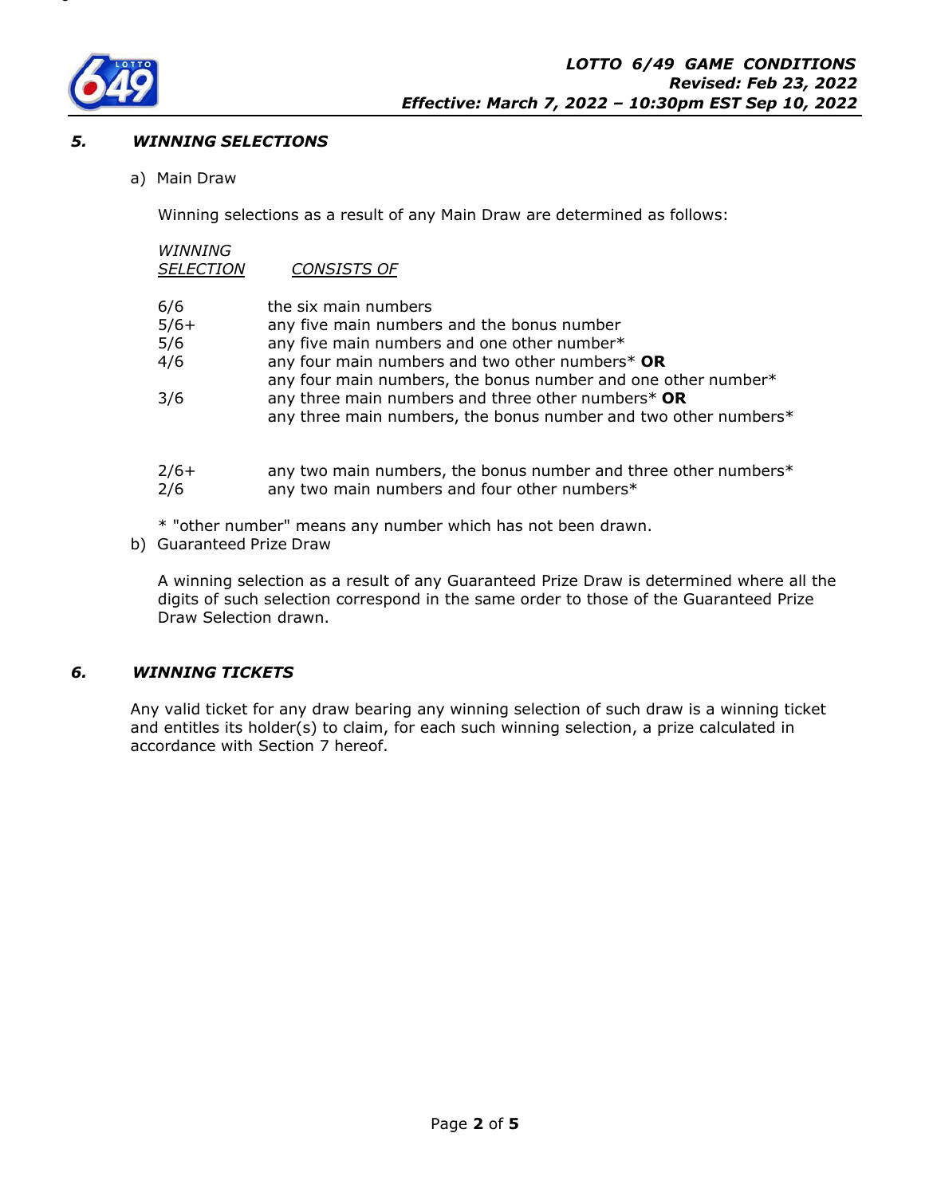## *5. WINNING SELECTIONS*

a) Main Draw

Winning selections as a result of any Main Draw are determined as follows:

| *WINNING SELECTION* | *CONSISTS OF* |
|---|---|
| 6/6 | the six main numbers |
| 5/6+ | any five main numbers and the bonus number |
| 5/6 | any five main numbers and one other number* |
| 4/6 | any four main numbers and two other numbers* **OR** any four main numbers, the bonus number and one other number* |
| 3/6 | any three main numbers and three other numbers* **OR** any three main numbers, the bonus number and two other numbers* |
| 2/6+ | any two main numbers, the bonus number and three other numbers* |
| 2/6 | any two main numbers and four other numbers* |

* "other number" means any number which has not been drawn.

b) Guaranteed Prize Draw

A winning selection as a result of any Guaranteed Prize Draw is determined where all the digits of such selection correspond in the same order to those of the Guaranteed Prize Draw Selection drawn.

## *6. WINNING TICKETS*

Any valid ticket for any draw bearing any winning selection of such draw is a winning ticket and entitles its holder(s) to claim, for each such winning selection, a prize calculated in accordance with Section 7 hereof.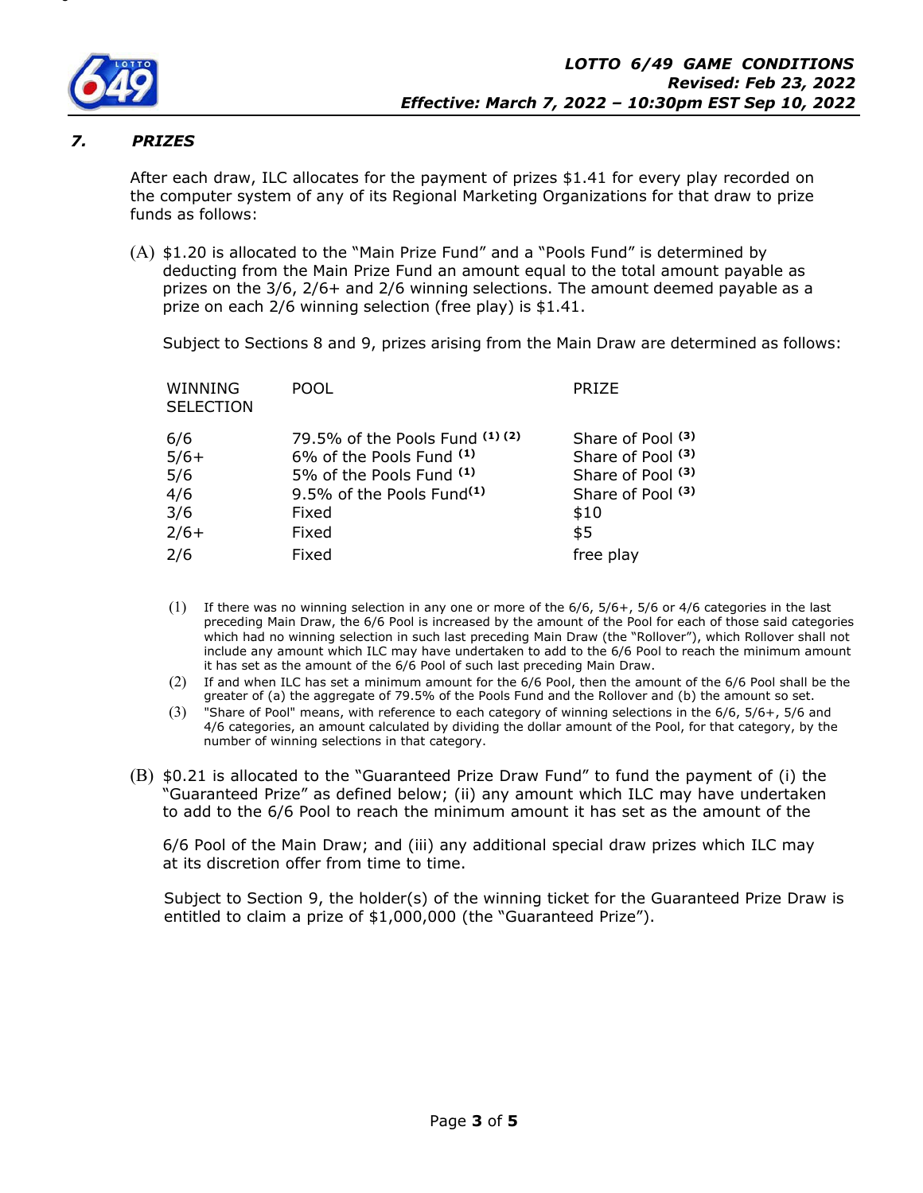## 7. PRIZES

After each draw, ILC allocates for the payment of prizes $1.41 for every play recorded on the computer system of any of its Regional Marketing Organizations for that draw to prize funds as follows:

(A) $1.20 is allocated to the "Main Prize Fund" and a "Pools Fund" is determined by deducting from the Main Prize Fund an amount equal to the total amount payable as prizes on the 3/6, 2/6+ and 2/6 winning selections. The amount deemed payable as a prize on each 2/6 winning selection (free play) is $1.41.

Subject to Sections 8 and 9, prizes arising from the Main Draw are determined as follows:

| WINNING SELECTION | POOL | PRIZE |
|---|---|---|
| 6/6 | 79.5% of the Pools Fund (1) (2) | Share of Pool (3) |
| 5/6+ | 6% of the Pools Fund (1) | Share of Pool (3) |
| 5/6 | 5% of the Pools Fund (1) | Share of Pool (3) |
| 4/6 | 9.5% of the Pools Fund(1) | Share of Pool (3) |
| 3/6 | Fixed | $10 |
| 2/6+ | Fixed | $5 |
| 2/6 | Fixed | free play |

(1) If there was no winning selection in any one or more of the 6/6, 5/6+, 5/6 or 4/6 categories in the last preceding Main Draw, the 6/6 Pool is increased by the amount of the Pool for each of those said categories which had no winning selection in such last preceding Main Draw (the "Rollover"), which Rollover shall not include any amount which ILC may have undertaken to add to the 6/6 Pool to reach the minimum amount it has set as the amount of the 6/6 Pool of such last preceding Main Draw.

(2) If and when ILC has set a minimum amount for the 6/6 Pool, then the amount of the 6/6 Pool shall be the greater of (a) the aggregate of 79.5% of the Pools Fund and the Rollover and (b) the amount so set.

(3) "Share of Pool" means, with reference to each category of winning selections in the 6/6, 5/6+, 5/6 and 4/6 categories, an amount calculated by dividing the dollar amount of the Pool, for that category, by the number of winning selections in that category.

(B) $0.21 is allocated to the "Guaranteed Prize Draw Fund" to fund the payment of (i) the "Guaranteed Prize" as defined below; (ii) any amount which ILC may have undertaken to add to the 6/6 Pool to reach the minimum amount it has set as the amount of the 6/6 Pool of the Main Draw; and (iii) any additional special draw prizes which ILC may at its discretion offer from time to time.

Subject to Section 9, the holder(s) of the winning ticket for the Guaranteed Prize Draw is entitled to claim a prize of $1,000,000 (the "Guaranteed Prize").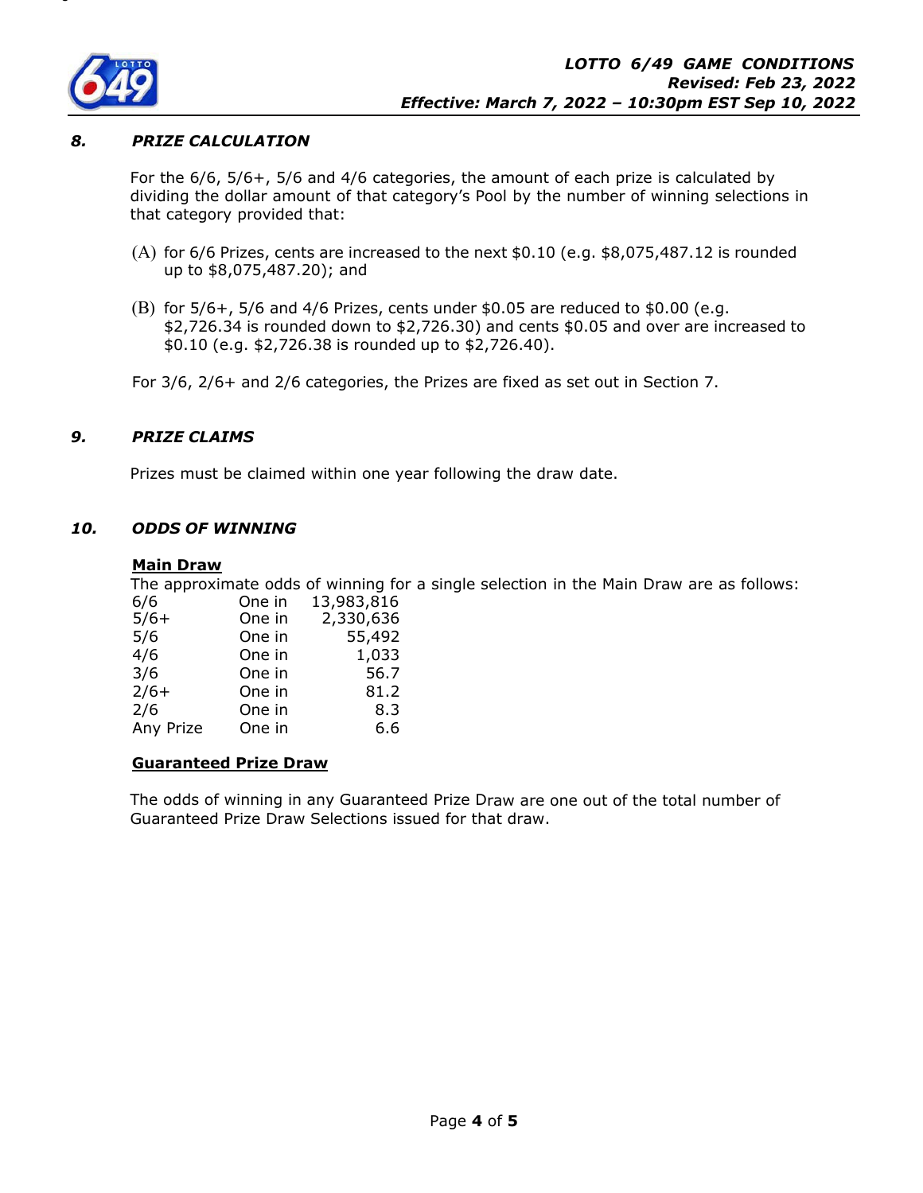### *8. PRIZE CALCULATION*

For the 6/6, 5/6+, 5/6 and 4/6 categories, the amount of each prize is calculated by dividing the dollar amount of that category's Pool by the number of winning selections in that category provided that:

(A) for 6/6 Prizes, cents are increased to the next $0.10 (e.g. $8,075,487.12 is rounded up to $8,075,487.20); and

(B) for 5/6+, 5/6 and 4/6 Prizes, cents under $0.05 are reduced to $0.00 (e.g. $2,726.34 is rounded down to $2,726.30) and cents $0.05 and over are increased to $0.10 (e.g. $2,726.38 is rounded up to $2,726.40).

For 3/6, 2/6+ and 2/6 categories, the Prizes are fixed as set out in Section 7.

### *9. PRIZE CLAIMS*

Prizes must be claimed within one year following the draw date.

### *10. ODDS OF WINNING*

**Main Draw**

The approximate odds of winning for a single selection in the Main Draw are as follows:

| | | |
|---|---|---|
| 6/6 | One in | 13,983,816 |
| 5/6+ | One in | 2,330,636 |
| 5/6 | One in | 55,492 |
| 4/6 | One in | 1,033 |
| 3/6 | One in | 56.7 |
| 2/6+ | One in | 81.2 |
| 2/6 | One in | 8.3 |
| Any Prize | One in | 6.6 |

**Guaranteed Prize Draw**

The odds of winning in any Guaranteed Prize Draw are one out of the total number of Guaranteed Prize Draw Selections issued for that draw.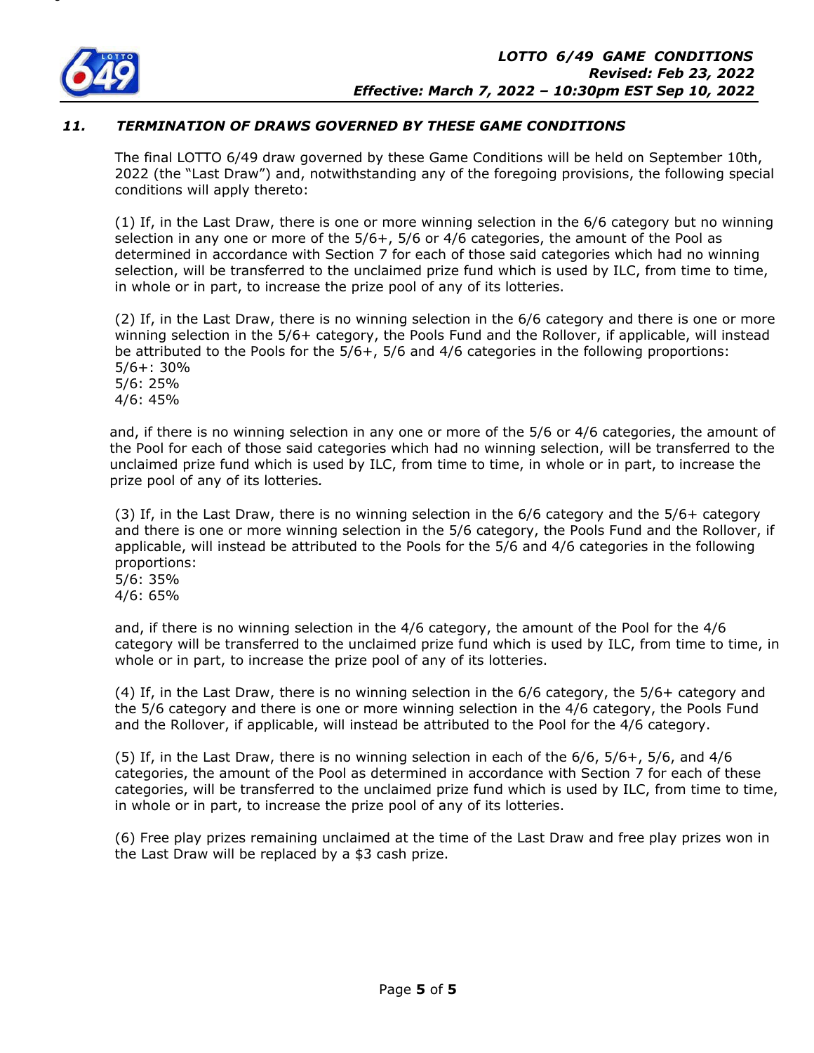## *11. TERMINATION OF DRAWS GOVERNED BY THESE GAME CONDITIONS*

The final LOTTO 6/49 draw governed by these Game Conditions will be held on September 10th, 2022 (the "Last Draw") and, notwithstanding any of the foregoing provisions, the following special conditions will apply thereto:

(1) If, in the Last Draw, there is one or more winning selection in the 6/6 category but no winning selection in any one or more of the 5/6+, 5/6 or 4/6 categories, the amount of the Pool as determined in accordance with Section 7 for each of those said categories which had no winning selection, will be transferred to the unclaimed prize fund which is used by ILC, from time to time, in whole or in part, to increase the prize pool of any of its lotteries.

(2) If, in the Last Draw, there is no winning selection in the 6/6 category and there is one or more winning selection in the 5/6+ category, the Pools Fund and the Rollover, if applicable, will instead be attributed to the Pools for the 5/6+, 5/6 and 4/6 categories in the following proportions:
5/6+: 30%
5/6: 25%
4/6: 45%

and, if there is no winning selection in any one or more of the 5/6 or 4/6 categories, the amount of the Pool for each of those said categories which had no winning selection, will be transferred to the unclaimed prize fund which is used by ILC, from time to time, in whole or in part, to increase the prize pool of any of its lotteries*.*

(3) If, in the Last Draw, there is no winning selection in the 6/6 category and the 5/6+ category and there is one or more winning selection in the 5/6 category, the Pools Fund and the Rollover, if applicable, will instead be attributed to the Pools for the 5/6 and 4/6 categories in the following proportions:
5/6: 35%
4/6: 65%

and, if there is no winning selection in the 4/6 category, the amount of the Pool for the 4/6 category will be transferred to the unclaimed prize fund which is used by ILC, from time to time, in whole or in part, to increase the prize pool of any of its lotteries.

(4) If, in the Last Draw, there is no winning selection in the 6/6 category, the 5/6+ category and the 5/6 category and there is one or more winning selection in the 4/6 category, the Pools Fund and the Rollover, if applicable, will instead be attributed to the Pool for the 4/6 category.

(5) If, in the Last Draw, there is no winning selection in each of the 6/6, 5/6+, 5/6, and 4/6 categories, the amount of the Pool as determined in accordance with Section 7 for each of these categories, will be transferred to the unclaimed prize fund which is used by ILC, from time to time, in whole or in part, to increase the prize pool of any of its lotteries.

(6) Free play prizes remaining unclaimed at the time of the Last Draw and free play prizes won in the Last Draw will be replaced by a $3 cash prize.